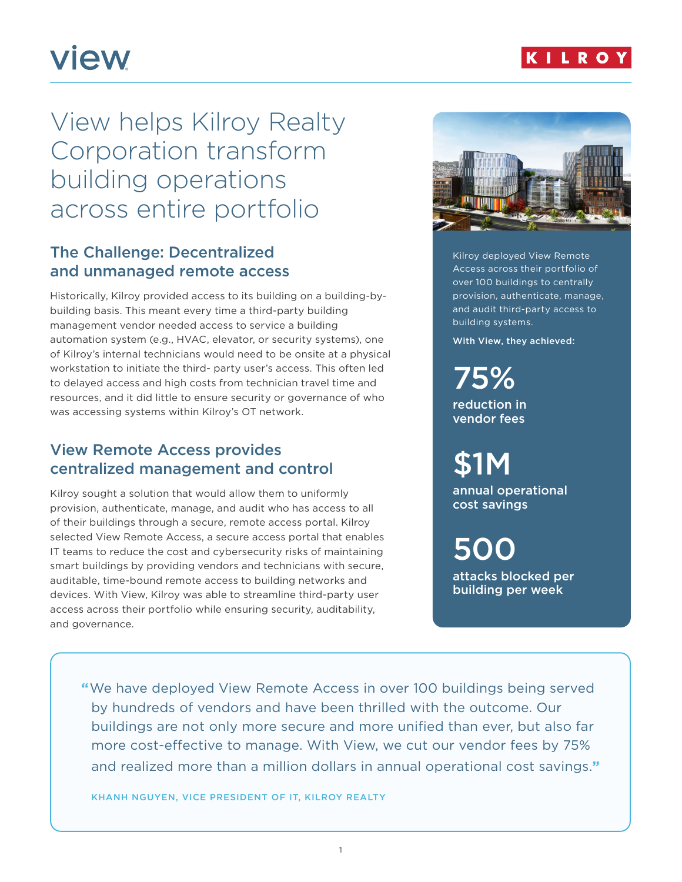view

KILROY

# View helps Kilroy Realty Corporation transform building operations across entire portfolio

## The Challenge: Decentralized and unmanaged remote access

Historically, Kilroy provided access to its building on a building-by-building basis. This meant every time a third-party building management vendor needed access to service a building automation system (e.g., HVAC, elevator, or security systems), one of Kilroy's internal technicians would need to be onsite at a physical workstation to initiate the third- party user's access. This often led to delayed access and high costs from technician travel time and resources, and it did little to ensure security or governance of who was accessing systems within Kilroy's OT network.

## View Remote Access provides centralized management and control

Kilroy sought a solution that would allow them to uniformly provision, authenticate, manage, and audit who has access to all of their buildings through a secure, remote access portal. Kilroy selected View Remote Access, a secure access portal that enables IT teams to reduce the cost and cybersecurity risks of maintaining smart buildings by providing vendors and technicians with secure, auditable, time-bound remote access to building networks and devices. With View, Kilroy was able to streamline third-party user access across their portfolio while ensuring security, auditability, and governance.

Kilroy deployed View Remote Access across their portfolio of over 100 buildings to centrally provision, authenticate, manage, and audit third-party access to building systems.

**With View, they achieved:**

**75%**
**reduction in vendor fees**

**$1M**
**annual operational cost savings**

**500**
**attacks blocked per building per week**

> "We have deployed View Remote Access in over 100 buildings being served by hundreds of vendors and have been thrilled with the outcome. Our buildings are not only more secure and more unified than ever, but also far more cost-effective to manage. With View, we cut our vendor fees by 75% and realized more than a million dollars in annual operational cost savings."
>
> KHANH NGUYEN, VICE PRESIDENT OF IT, KILROY REALTY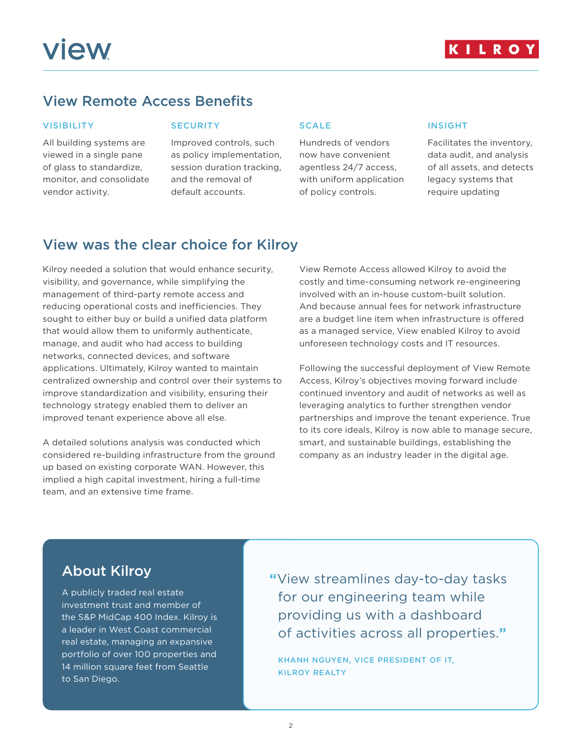## View Remote Access Benefits

### VISIBILITY

All building systems are viewed in a single pane of glass to standardize, monitor, and consolidate vendor activity.

### SECURITY

Improved controls, such as policy implementation, session duration tracking, and the removal of default accounts.

### SCALE

Hundreds of vendors now have convenient agentless 24/7 access, with uniform application of policy controls.

### INSIGHT

Facilitates the inventory, data audit, and analysis of all assets, and detects legacy systems that require updating

## View was the clear choice for Kilroy

Kilroy needed a solution that would enhance security, visibility, and governance, while simplifying the management of third-party remote access and reducing operational costs and inefficiencies. They sought to either buy or build a unified data platform that would allow them to uniformly authenticate, manage, and audit who had access to building networks, connected devices, and software applications. Ultimately, Kilroy wanted to maintain centralized ownership and control over their systems to improve standardization and visibility, ensuring their technology strategy enabled them to deliver an improved tenant experience above all else.

A detailed solutions analysis was conducted which considered re-building infrastructure from the ground up based on existing corporate WAN. However, this implied a high capital investment, hiring a full-time team, and an extensive time frame.

View Remote Access allowed Kilroy to avoid the costly and time-consuming network re-engineering involved with an in-house custom-built solution. And because annual fees for network infrastructure are a budget line item when infrastructure is offered as a managed service, View enabled Kilroy to avoid unforeseen technology costs and IT resources.

Following the successful deployment of View Remote Access, Kilroy's objectives moving forward include continued inventory and audit of networks as well as leveraging analytics to further strengthen vendor partnerships and improve the tenant experience. True to its core ideals, Kilroy is now able to manage secure, smart, and sustainable buildings, establishing the company as an industry leader in the digital age.

## About Kilroy

A publicly traded real estate investment trust and member of the S&P MidCap 400 Index. Kilroy is a leader in West Coast commercial real estate, managing an expansive portfolio of over 100 properties and 14 million square feet from Seattle to San Diego.

> "View streamlines day-to-day tasks for our engineering team while providing us with a dashboard of activities across all properties."
>
> KHANH NGUYEN, VICE PRESIDENT OF IT, KILROY REALTY